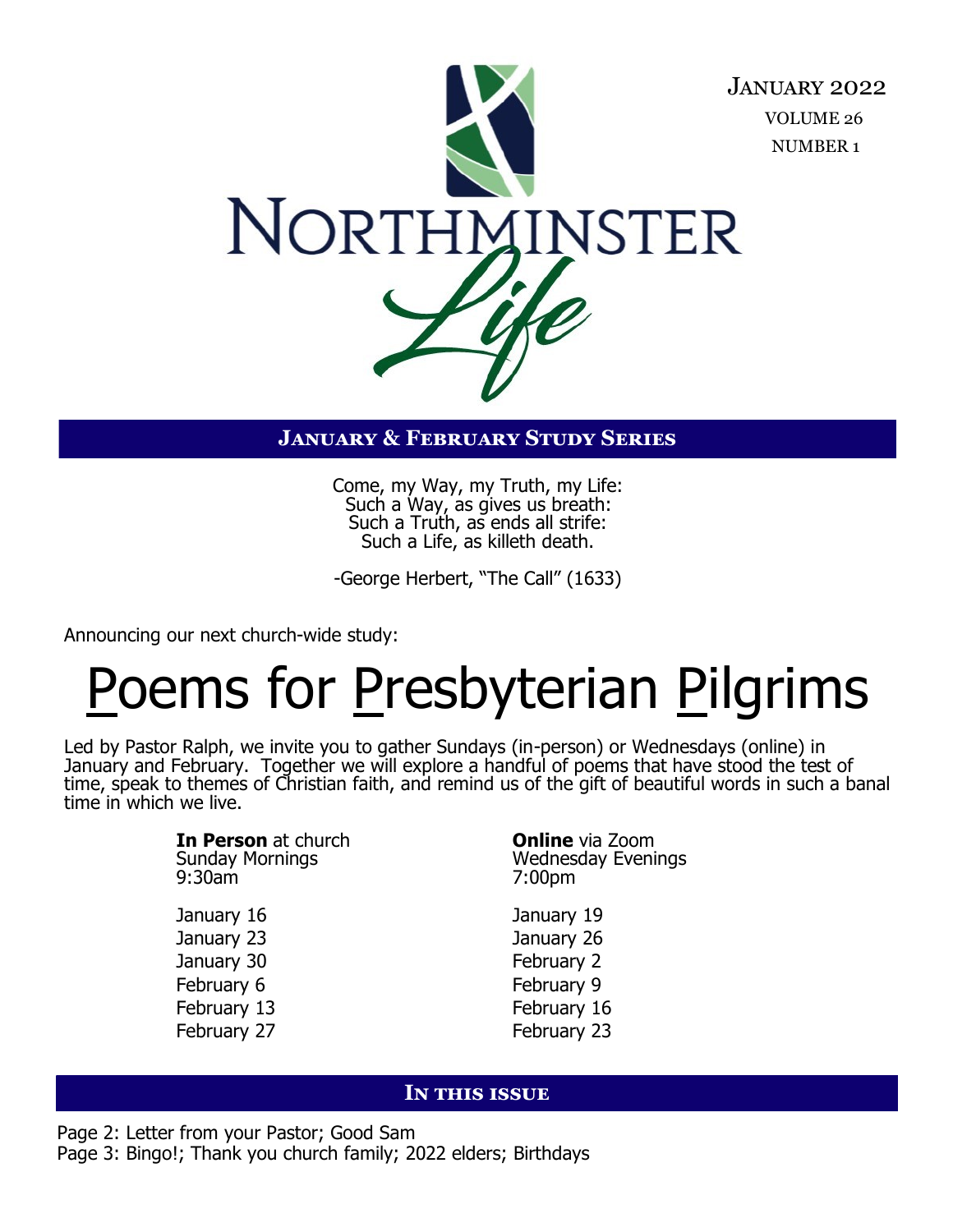# Northminster Life

January 2022
VOLUME 26
NUMBER 1

## January & February Study Series

Come, my Way, my Truth, my Life:
Such a Way, as gives us breath:
Such a Truth, as ends all strife:
Such a Life, as killeth death.

-George Herbert, "The Call" (1633)

Announcing our next church-wide study:

# Poems for Presbyterian Pilgrims

Led by Pastor Ralph, we invite you to gather Sundays (in-person) or Wednesdays (online) in January and February. Together we will explore a handful of poems that have stood the test of time, speak to themes of Christian faith, and remind us of the gift of beautiful words in such a banal time in which we live.

**In Person** at church
Sunday Mornings
9:30am

January 16
January 23
January 30
February 6
February 13
February 27

**Online** via Zoom
Wednesday Evenings
7:00pm

January 19
January 26
February 2
February 9
February 16
February 23

## In this issue

Page 2: Letter from your Pastor; Good Sam
Page 3: Bingo!; Thank you church family; 2022 elders; Birthdays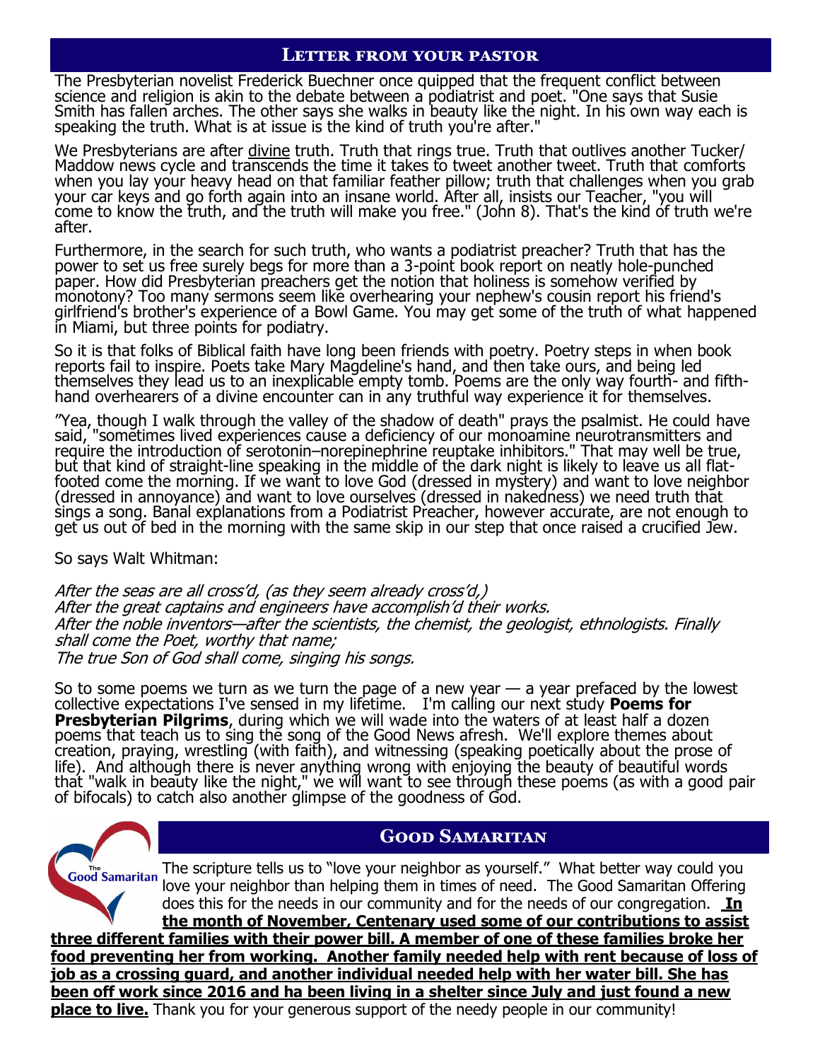## Letter from your pastor

The Presbyterian novelist Frederick Buechner once quipped that the frequent conflict between science and religion is akin to the debate between a podiatrist and poet. "One says that Susie Smith has fallen arches. The other says she walks in beauty like the night. In his own way each is speaking the truth. What is at issue is the kind of truth you're after."

We Presbyterians are after divine truth. Truth that rings true. Truth that outlives another Tucker/Maddow news cycle and transcends the time it takes to tweet another tweet. Truth that comforts when you lay your heavy head on that familiar feather pillow; truth that challenges when you grab your car keys and go forth again into an insane world. After all, insists our Teacher, "you will come to know the truth, and the truth will make you free." (John 8). That's the kind of truth we're after.

Furthermore, in the search for such truth, who wants a podiatrist preacher? Truth that has the power to set us free surely begs for more than a 3-point book report on neatly hole-punched paper. How did Presbyterian preachers get the notion that holiness is somehow verified by monotony? Too many sermons seem like overhearing your nephew's cousin report his friend's girlfriend's brother's experience of a Bowl Game. You may get some of the truth of what happened in Miami, but three points for podiatry.

So it is that folks of Biblical faith have long been friends with poetry. Poetry steps in when book reports fail to inspire. Poets take Mary Magdeline's hand, and then take ours, and being led themselves they lead us to an inexplicable empty tomb. Poems are the only way fourth- and fifth-hand overhearers of a divine encounter can in any truthful way experience it for themselves.

"Yea, though I walk through the valley of the shadow of death" prays the psalmist. He could have said, "sometimes lived experiences cause a deficiency of our monoamine neurotransmitters and require the introduction of serotonin–norepinephrine reuptake inhibitors." That may well be true, but that kind of straight-line speaking in the middle of the dark night is likely to leave us all flat-footed come the morning. If we want to love God (dressed in mystery) and want to love neighbor (dressed in annoyance) and want to love ourselves (dressed in nakedness) we need truth that sings a song. Banal explanations from a Podiatrist Preacher, however accurate, are not enough to get us out of bed in the morning with the same skip in our step that once raised a crucified Jew.

So says Walt Whitman:

*After the seas are all cross'd, (as they seem already cross'd,)*
*After the great captains and engineers have accomplish'd their works.*
*After the noble inventors—after the scientists, the chemist, the geologist, ethnologists. Finally shall come the Poet, worthy that name;*
*The true Son of God shall come, singing his songs.*

So to some poems we turn as we turn the page of a new year — a year prefaced by the lowest collective expectations I've sensed in my lifetime. I'm calling our next study **Poems for Presbyterian Pilgrims**, during which we will wade into the waters of at least half a dozen poems that teach us to sing the song of the Good News afresh. We'll explore themes about creation, praying, wrestling (with faith), and witnessing (speaking poetically about the prose of life). And although there is never anything wrong with enjoying the beauty of beautiful words that "walk in beauty like the night," we will want to see through these poems (as with a good pair of bifocals) to catch also another glimpse of the goodness of God.

## Good Samaritan

The scripture tells us to "love your neighbor as yourself." What better way could you love your neighbor than helping them in times of need. The Good Samaritan Offering does this for the needs in our community and for the needs of our congregation. **In the month of November, Centenary used some of our contributions to assist three different families with their power bill. A member of one of these families broke her food preventing her from working. Another family needed help with rent because of loss of job as a crossing guard, and another individual needed help with her water bill. She has been off work since 2016 and ha been living in a shelter since July and just found a new place to live.** Thank you for your generous support of the needy people in our community!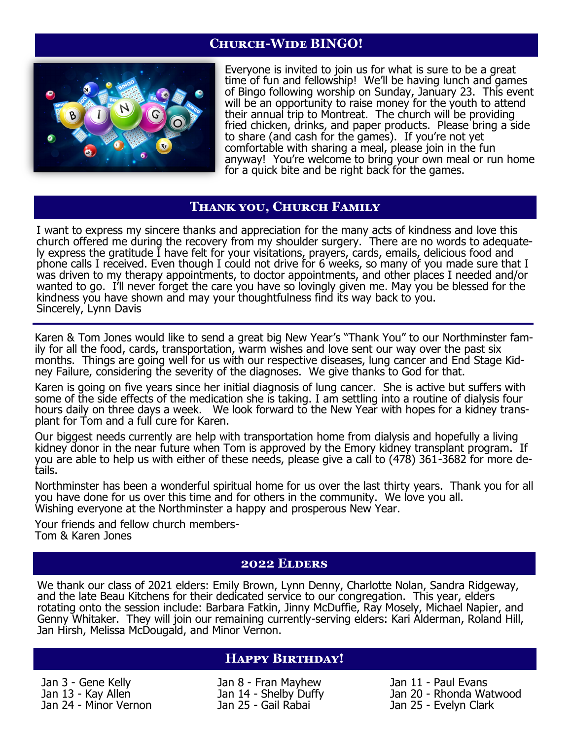## Church-Wide BINGO!

Everyone is invited to join us for what is sure to be a great time of fun and fellowship! We'll be having lunch and games of Bingo following worship on Sunday, January 23. This event will be an opportunity to raise money for the youth to attend their annual trip to Montreat. The church will be providing fried chicken, drinks, and paper products. Please bring a side to share (and cash for the games). If you're not yet comfortable with sharing a meal, please join in the fun anyway! You're welcome to bring your own meal or run home for a quick bite and be right back for the games.

## Thank you, Church Family

I want to express my sincere thanks and appreciation for the many acts of kindness and love this church offered me during the recovery from my shoulder surgery. There are no words to adequately express the gratitude I have felt for your visitations, prayers, cards, emails, delicious food and phone calls I received. Even though I could not drive for 6 weeks, so many of you made sure that I was driven to my therapy appointments, to doctor appointments, and other places I needed and/or wanted to go. I'll never forget the care you have so lovingly given me. May you be blessed for the kindness you have shown and may your thoughtfulness find its way back to you.
Sincerely, Lynn Davis

---

Karen & Tom Jones would like to send a great big New Year's "Thank You" to our Northminster family for all the food, cards, transportation, warm wishes and love sent our way over the past six months. Things are going well for us with our respective diseases, lung cancer and End Stage Kidney Failure, considering the severity of the diagnoses. We give thanks to God for that.

Karen is going on five years since her initial diagnosis of lung cancer. She is active but suffers with some of the side effects of the medication she is taking. I am settling into a routine of dialysis four hours daily on three days a week. We look forward to the New Year with hopes for a kidney transplant for Tom and a full cure for Karen.

Our biggest needs currently are help with transportation home from dialysis and hopefully a living kidney donor in the near future when Tom is approved by the Emory kidney transplant program. If you are able to help us with either of these needs, please give a call to (478) 361-3682 for more details.

Northminster has been a wonderful spiritual home for us over the last thirty years. Thank you for all you have done for us over this time and for others in the community. We love you all.
Wishing everyone at the Northminster a happy and prosperous New Year.

Your friends and fellow church members-
Tom & Karen Jones

## 2022 Elders

We thank our class of 2021 elders: Emily Brown, Lynn Denny, Charlotte Nolan, Sandra Ridgeway, and the late Beau Kitchens for their dedicated service to our congregation. This year, elders rotating onto the session include: Barbara Fatkin, Jinny McDuffie, Ray Mosely, Michael Napier, and Genny Whitaker. They will join our remaining currently-serving elders: Kari Alderman, Roland Hill, Jan Hirsh, Melissa McDougald, and Minor Vernon.

## Happy Birthday!

Jan 3 - Gene Kelly
Jan 8 - Fran Mayhew
Jan 11 - Paul Evans
Jan 13 - Kay Allen
Jan 14 - Shelby Duffy
Jan 20 - Rhonda Watwood
Jan 24 - Minor Vernon
Jan 25 - Gail Rabai
Jan 25 - Evelyn Clark